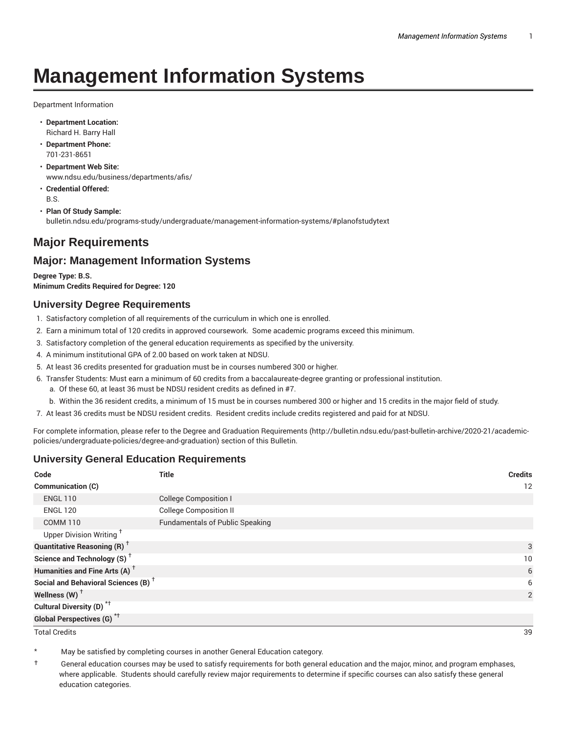# Management Information Systems

Department Information

- **Department Location:**
  Richard H. Barry Hall
- **Department Phone:**
  701-231-8651
- **Department Web Site:**
  www.ndsu.edu/business/departments/afis/
- **Credential Offered:**
  B.S.
- **Plan Of Study Sample:**
  bulletin.ndsu.edu/programs-study/undergraduate/management-information-systems/#planofstudytext

## Major Requirements

## Major: Management Information Systems

**Degree Type: B.S.**
**Minimum Credits Required for Degree: 120**

### University Degree Requirements

1. Satisfactory completion of all requirements of the curriculum in which one is enrolled.
2. Earn a minimum total of 120 credits in approved coursework. Some academic programs exceed this minimum.
3. Satisfactory completion of the general education requirements as specified by the university.
4. A minimum institutional GPA of 2.00 based on work taken at NDSU.
5. At least 36 credits presented for graduation must be in courses numbered 300 or higher.
6. Transfer Students: Must earn a minimum of 60 credits from a baccalaureate-degree granting or professional institution.
   a. Of these 60, at least 36 must be NDSU resident credits as defined in #7.
   b. Within the 36 resident credits, a minimum of 15 must be in courses numbered 300 or higher and 15 credits in the major field of study.
7. At least 36 credits must be NDSU resident credits. Resident credits include credits registered and paid for at NDSU.

For complete information, please refer to the Degree and Graduation Requirements (http://bulletin.ndsu.edu/past-bulletin-archive/2020-21/academic-policies/undergraduate-policies/degree-and-graduation) section of this Bulletin.

### University General Education Requirements

| Code | Title | Credits |
|---|---|---|
| **Communication (C)** | | 12 |
| ENGL 110 | College Composition I | |
| ENGL 120 | College Composition II | |
| COMM 110 | Fundamentals of Public Speaking | |
| Upper Division Writing † | | |
| **Quantitative Reasoning (R)** † | | 3 |
| **Science and Technology (S)** † | | 10 |
| **Humanities and Fine Arts (A)** † | | 6 |
| **Social and Behavioral Sciences (B)** † | | 6 |
| **Wellness (W)** † | | 2 |
| **Cultural Diversity (D)** *† | | |
| **Global Perspectives (G)** *† | | |
| Total Credits | | 39 |

\* May be satisfied by completing courses in another General Education category.

† General education courses may be used to satisfy requirements for both general education and the major, minor, and program emphases, where applicable. Students should carefully review major requirements to determine if specific courses can also satisfy these general education categories.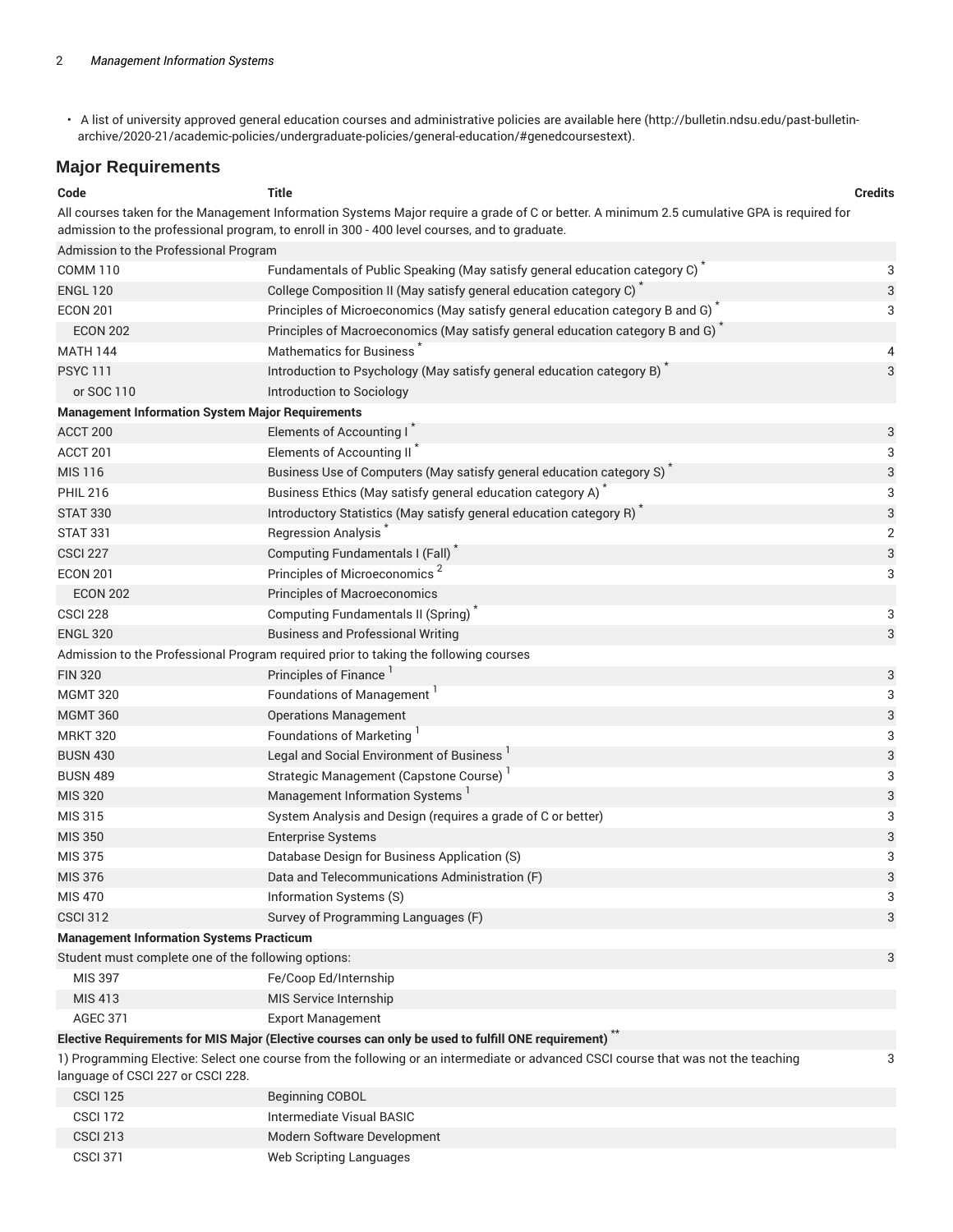- A list of university approved general education courses and administrative policies are available here (http://bulletin.ndsu.edu/past-bulletin-archive/2020-21/academic-policies/undergraduate-policies/general-education/#genedcoursestext).

## Major Requirements

| Code | Title | Credits |
|---|---|---|
| All courses taken for the Management Information Systems Major require a grade of C or better. A minimum 2.5 cumulative GPA is required for admission to the professional program, to enroll in 300 - 400 level courses, and to graduate. | | |
| Admission to the Professional Program | | |
| COMM 110 | Fundamentals of Public Speaking (May satisfy general education category C) * | 3 |
| ENGL 120 | College Composition II (May satisfy general education category C) * | 3 |
| ECON 201 | Principles of Microeconomics (May satisfy general education category B and G) * | 3 |
| ECON 202 | Principles of Macroeconomics (May satisfy general education category B and G) * | |
| MATH 144 | Mathematics for Business * | 4 |
| PSYC 111 | Introduction to Psychology (May satisfy general education category B) * | 3 |
| or SOC 110 | Introduction to Sociology | |
| **Management Information System Major Requirements** | | |
| ACCT 200 | Elements of Accounting I * | 3 |
| ACCT 201 | Elements of Accounting II * | 3 |
| MIS 116 | Business Use of Computers (May satisfy general education category S) * | 3 |
| PHIL 216 | Business Ethics (May satisfy general education category A) * | 3 |
| STAT 330 | Introductory Statistics (May satisfy general education category R) * | 3 |
| STAT 331 | Regression Analysis * | 2 |
| CSCI 227 | Computing Fundamentals I (Fall) * | 3 |
| ECON 201 | Principles of Microeconomics [2] | 3 |
| ECON 202 | Principles of Macroeconomics | |
| CSCI 228 | Computing Fundamentals II (Spring) * | 3 |
| ENGL 320 | Business and Professional Writing | 3 |
| Admission to the Professional Program required prior to taking the following courses | | |
| FIN 320 | Principles of Finance [1] | 3 |
| MGMT 320 | Foundations of Management [1] | 3 |
| MGMT 360 | Operations Management | 3 |
| MRKT 320 | Foundations of Marketing [1] | 3 |
| BUSN 430 | Legal and Social Environment of Business [1] | 3 |
| BUSN 489 | Strategic Management (Capstone Course) [1] | 3 |
| MIS 320 | Management Information Systems [1] | 3 |
| MIS 315 | System Analysis and Design (requires a grade of C or better) | 3 |
| MIS 350 | Enterprise Systems | 3 |
| MIS 375 | Database Design for Business Application (S) | 3 |
| MIS 376 | Data and Telecommunications Administration (F) | 3 |
| MIS 470 | Information Systems (S) | 3 |
| CSCI 312 | Survey of Programming Languages (F) | 3 |
| **Management Information Systems Practicum** | | |
| Student must complete one of the following options: | | 3 |
| MIS 397 | Fe/Coop Ed/Internship | |
| MIS 413 | MIS Service Internship | |
| AGEC 371 | Export Management | |
| **Elective Requirements for MIS Major (Elective courses can only be used to fulfill ONE requirement) ** ** | | |
| 1) Programming Elective: Select one course from the following or an intermediate or advanced CSCI course that was not the teaching language of CSCI 227 or CSCI 228. | | 3 |
| CSCI 125 | Beginning COBOL | |
| CSCI 172 | Intermediate Visual BASIC | |
| CSCI 213 | Modern Software Development | |
| CSCI 371 | Web Scripting Languages | |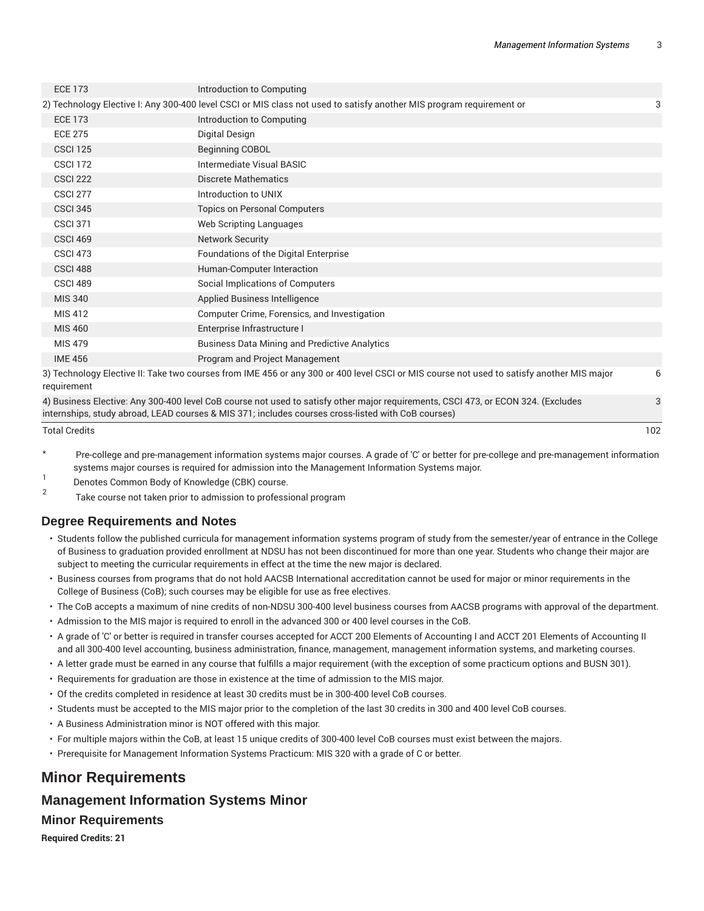| | | |
|---|---|---|
| ECE 173 | Introduction to Computing | |
| 2) Technology Elective I: Any 300-400 level CSCI or MIS class not used to satisfy another MIS program requirement or | | 3 |
| ECE 173 | Introduction to Computing | |
| ECE 275 | Digital Design | |
| CSCI 125 | Beginning COBOL | |
| CSCI 172 | Intermediate Visual BASIC | |
| CSCI 222 | Discrete Mathematics | |
| CSCI 277 | Introduction to UNIX | |
| CSCI 345 | Topics on Personal Computers | |
| CSCI 371 | Web Scripting Languages | |
| CSCI 469 | Network Security | |
| CSCI 473 | Foundations of the Digital Enterprise | |
| CSCI 488 | Human-Computer Interaction | |
| CSCI 489 | Social Implications of Computers | |
| MIS 340 | Applied Business Intelligence | |
| MIS 412 | Computer Crime, Forensics, and Investigation | |
| MIS 460 | Enterprise Infrastructure I | |
| MIS 479 | Business Data Mining and Predictive Analytics | |
| IME 456 | Program and Project Management | |
| 3) Technology Elective II: Take two courses from IME 456 or any 300 or 400 level CSCI or MIS course not used to satisfy another MIS major requirement | | 6 |
| 4) Business Elective: Any 300-400 level CoB course not used to satisfy other major requirements, CSCI 473, or ECON 324. (Excludes internships, study abroad, LEAD courses & MIS 371; includes courses cross-listed with CoB courses) | | 3 |
| Total Credits | | 102 |

\* Pre-college and pre-management information systems major courses. A grade of 'C' or better for pre-college and pre-management information systems major courses is required for admission into the Management Information Systems major.

[1] Denotes Common Body of Knowledge (CBK) course.

[2] Take course not taken prior to admission to professional program

## Degree Requirements and Notes

- Students follow the published curricula for management information systems program of study from the semester/year of entrance in the College of Business to graduation provided enrollment at NDSU has not been discontinued for more than one year. Students who change their major are subject to meeting the curricular requirements in effect at the time the new major is declared.
- Business courses from programs that do not hold AACSB International accreditation cannot be used for major or minor requirements in the College of Business (CoB); such courses may be eligible for use as free electives.
- The CoB accepts a maximum of nine credits of non-NDSU 300-400 level business courses from AACSB programs with approval of the department.
- Admission to the MIS major is required to enroll in the advanced 300 or 400 level courses in the CoB.
- A grade of 'C' or better is required in transfer courses accepted for ACCT 200 Elements of Accounting I and ACCT 201 Elements of Accounting II and all 300-400 level accounting, business administration, finance, management, management information systems, and marketing courses.
- A letter grade must be earned in any course that fulfills a major requirement (with the exception of some practicum options and BUSN 301).
- Requirements for graduation are those in existence at the time of admission to the MIS major.
- Of the credits completed in residence at least 30 credits must be in 300-400 level CoB courses.
- Students must be accepted to the MIS major prior to the completion of the last 30 credits in 300 and 400 level CoB courses.
- A Business Administration minor is NOT offered with this major.
- For multiple majors within the CoB, at least 15 unique credits of 300-400 level CoB courses must exist between the majors.
- Prerequisite for Management Information Systems Practicum: MIS 320 with a grade of C or better.

# Minor Requirements

## Management Information Systems Minor

### Minor Requirements

**Required Credits: 21**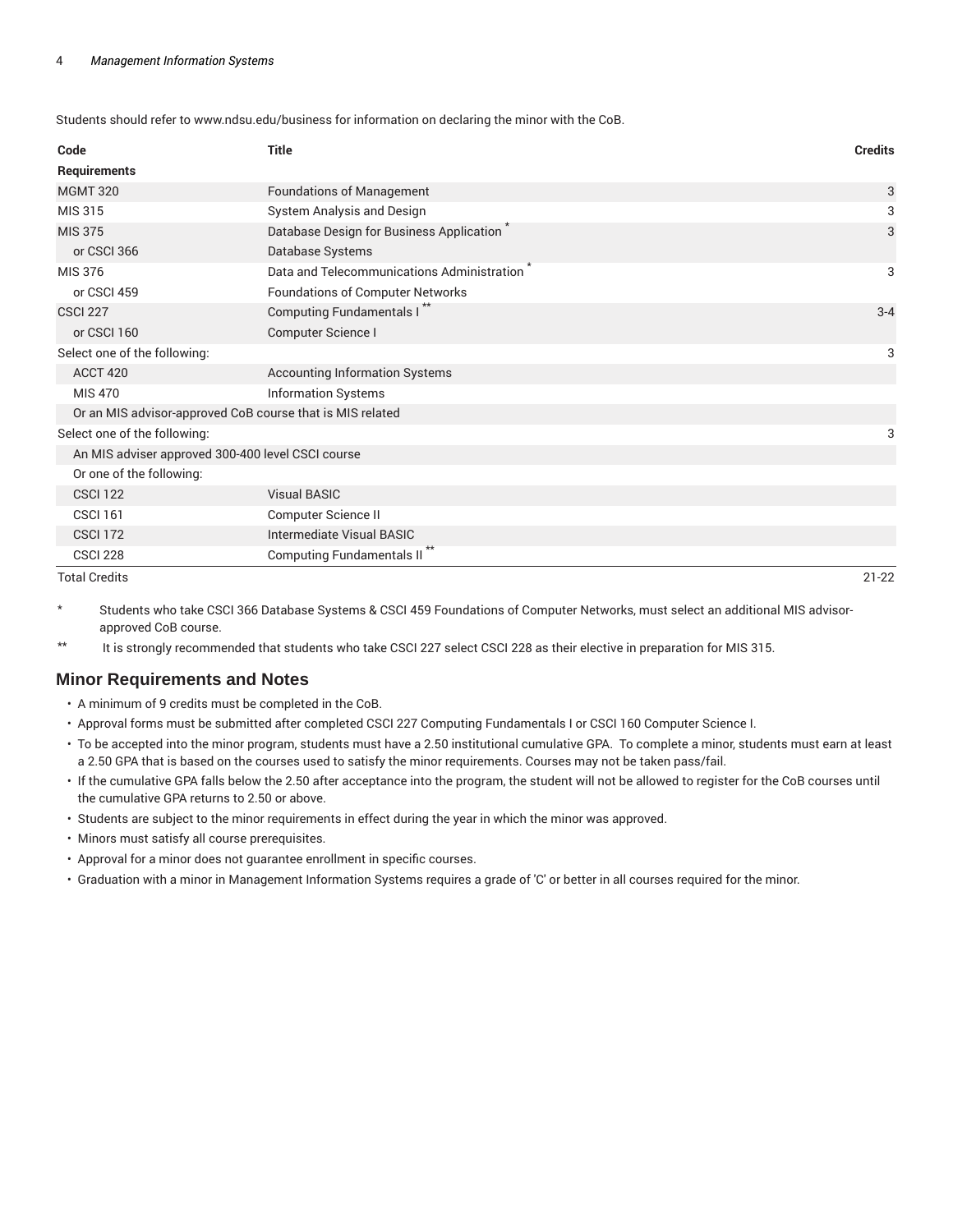Students should refer to www.ndsu.edu/business for information on declaring the minor with the CoB.

| Code | Title | Credits |
|---|---|---|
| **Requirements** | | |
| MGMT 320 | Foundations of Management | 3 |
| MIS 315 | System Analysis and Design | 3 |
| MIS 375 | Database Design for Business Application * | 3 |
| or CSCI 366 | Database Systems | |
| MIS 376 | Data and Telecommunications Administration * | 3 |
| or CSCI 459 | Foundations of Computer Networks | |
| CSCI 227 | Computing Fundamentals I ** | 3-4 |
| or CSCI 160 | Computer Science I | |
| Select one of the following: | | 3 |
| ACCT 420 | Accounting Information Systems | |
| MIS 470 | Information Systems | |
| Or an MIS advisor-approved CoB course that is MIS related | | |
| Select one of the following: | | 3 |
| An MIS adviser approved 300-400 level CSCI course | | |
| Or one of the following: | | |
| CSCI 122 | Visual BASIC | |
| CSCI 161 | Computer Science II | |
| CSCI 172 | Intermediate Visual BASIC | |
| CSCI 228 | Computing Fundamentals II ** | |
| Total Credits | | 21-22 |

\* Students who take CSCI 366 Database Systems & CSCI 459 Foundations of Computer Networks, must select an additional MIS advisor-approved CoB course.

\*\* It is strongly recommended that students who take CSCI 227 select CSCI 228 as their elective in preparation for MIS 315.

## Minor Requirements and Notes

- A minimum of 9 credits must be completed in the CoB.
- Approval forms must be submitted after completed CSCI 227 Computing Fundamentals I or CSCI 160 Computer Science I.
- To be accepted into the minor program, students must have a 2.50 institutional cumulative GPA. To complete a minor, students must earn at least a 2.50 GPA that is based on the courses used to satisfy the minor requirements. Courses may not be taken pass/fail.
- If the cumulative GPA falls below the 2.50 after acceptance into the program, the student will not be allowed to register for the CoB courses until the cumulative GPA returns to 2.50 or above.
- Students are subject to the minor requirements in effect during the year in which the minor was approved.
- Minors must satisfy all course prerequisites.
- Approval for a minor does not guarantee enrollment in specific courses.
- Graduation with a minor in Management Information Systems requires a grade of 'C' or better in all courses required for the minor.